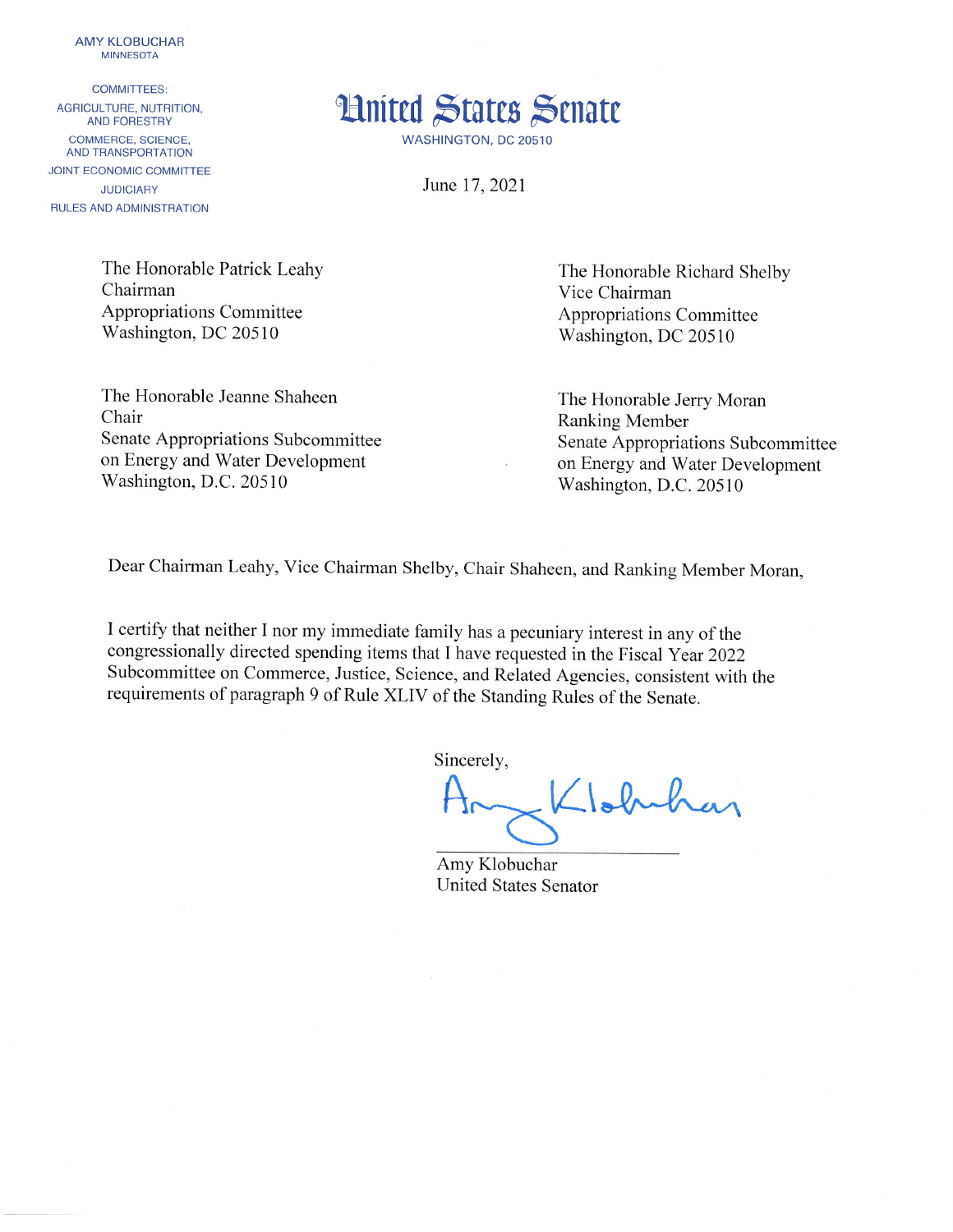AMY KLOBUCHAR
MINNESOTA

COMMITTEES:
AGRICULTURE, NUTRITION, AND FORESTRY
COMMERCE, SCIENCE, AND TRANSPORTATION
JOINT ECONOMIC COMMITTEE
JUDICIARY
RULES AND ADMINISTRATION

# United States Senate

WASHINGTON, DC 20510

June 17, 2021

The Honorable Patrick Leahy
Chairman
Appropriations Committee
Washington, DC 20510

The Honorable Richard Shelby
Vice Chairman
Appropriations Committee
Washington, DC 20510

The Honorable Jeanne Shaheen
Chair
Senate Appropriations Subcommittee on Energy and Water Development
Washington, D.C. 20510

The Honorable Jerry Moran
Ranking Member
Senate Appropriations Subcommittee on Energy and Water Development
Washington, D.C. 20510

Dear Chairman Leahy, Vice Chairman Shelby, Chair Shaheen, and Ranking Member Moran,

I certify that neither I nor my immediate family has a pecuniary interest in any of the congressionally directed spending items that I have requested in the Fiscal Year 2022 Subcommittee on Commerce, Justice, Science, and Related Agencies, consistent with the requirements of paragraph 9 of Rule XLIV of the Standing Rules of the Senate.

Sincerely,

Amy Klobuchar

Amy Klobuchar
United States Senator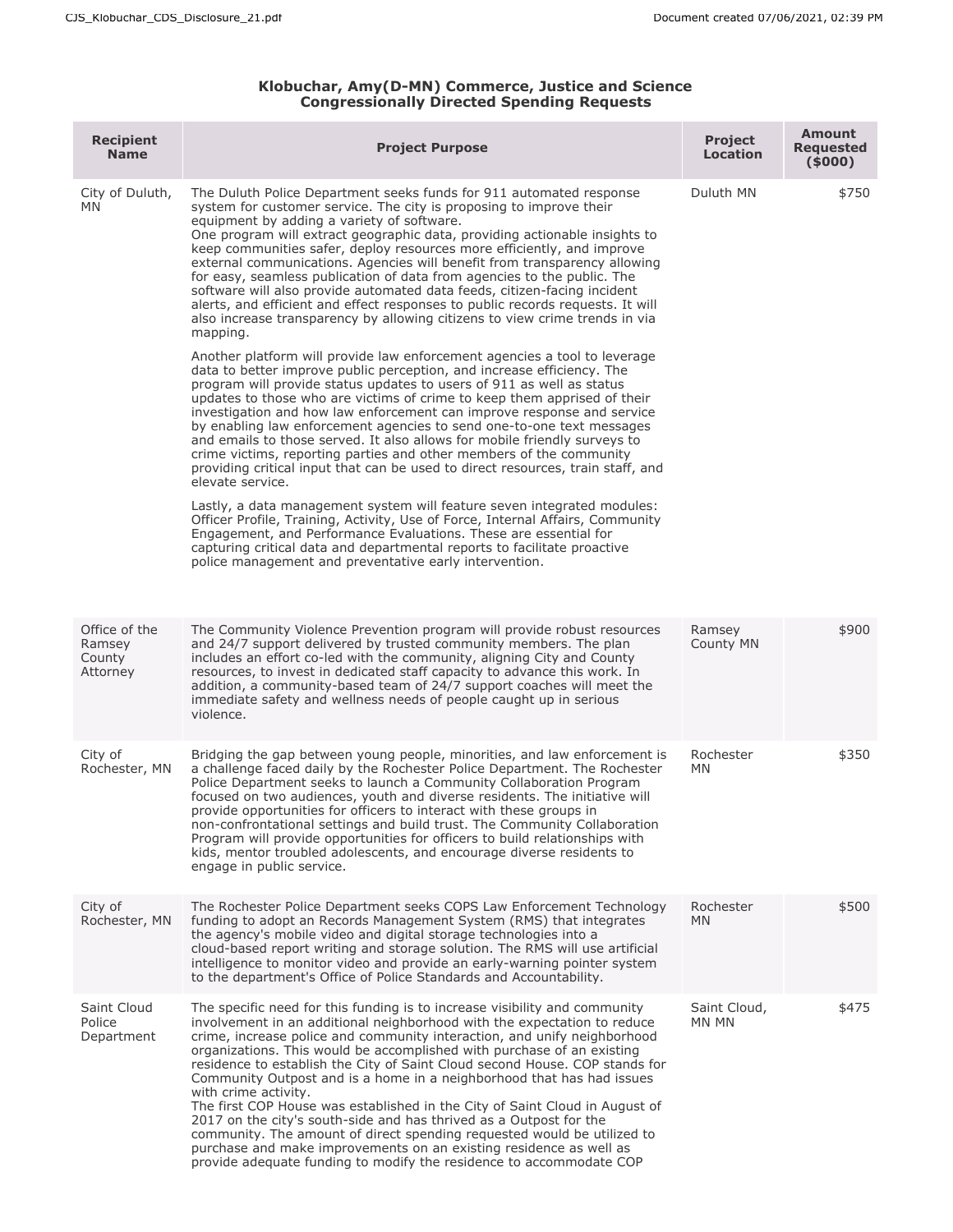**Klobuchar, Amy(D-MN) Commerce, Justice and Science Congressionally Directed Spending Requests**

| Recipient Name | Project Purpose | Project Location | Amount Requested ($000) |
|---|---|---|---|
| City of Duluth, MN | The Duluth Police Department seeks funds for 911 automated response system for customer service. The city is proposing to improve their equipment by adding a variety of software.<br>One program will extract geographic data, providing actionable insights to keep communities safer, deploy resources more efficiently, and improve external communications. Agencies will benefit from transparency allowing for easy, seamless publication of data from agencies to the public. The software will also provide automated data feeds, citizen-facing incident alerts, and efficient and effect responses to public records requests. It will also increase transparency by allowing citizens to view crime trends in via mapping.<br><br>Another platform will provide law enforcement agencies a tool to leverage data to better improve public perception, and increase efficiency. The program will provide status updates to users of 911 as well as status updates to those who are victims of crime to keep them apprised of their investigation and how law enforcement can improve response and service by enabling law enforcement agencies to send one-to-one text messages and emails to those served. It also allows for mobile friendly surveys to crime victims, reporting parties and other members of the community providing critical input that can be used to direct resources, train staff, and elevate service.<br><br>Lastly, a data management system will feature seven integrated modules: Officer Profile, Training, Activity, Use of Force, Internal Affairs, Community Engagement, and Performance Evaluations. These are essential for capturing critical data and departmental reports to facilitate proactive police management and preventative early intervention. | Duluth MN | $750 |
| Office of the Ramsey County Attorney | The Community Violence Prevention program will provide robust resources and 24/7 support delivered by trusted community members. The plan includes an effort co-led with the community, aligning City and County resources, to invest in dedicated staff capacity to advance this work. In addition, a community-based team of 24/7 support coaches will meet the immediate safety and wellness needs of people caught up in serious violence. | Ramsey County MN | $900 |
| City of Rochester, MN | Bridging the gap between young people, minorities, and law enforcement is a challenge faced daily by the Rochester Police Department. The Rochester Police Department seeks to launch a Community Collaboration Program focused on two audiences, youth and diverse residents. The initiative will provide opportunities for officers to interact with these groups in non-confrontational settings and build trust. The Community Collaboration Program will provide opportunities for officers to build relationships with kids, mentor troubled adolescents, and encourage diverse residents to engage in public service. | Rochester MN | $350 |
| City of Rochester, MN | The Rochester Police Department seeks COPS Law Enforcement Technology funding to adopt an Records Management System (RMS) that integrates the agency's mobile video and digital storage technologies into a cloud-based report writing and storage solution. The RMS will use artificial intelligence to monitor video and provide an early-warning pointer system to the department's Office of Police Standards and Accountability. | Rochester MN | $500 |
| Saint Cloud Police Department | The specific need for this funding is to increase visibility and community involvement in an additional neighborhood with the expectation to reduce crime, increase police and community interaction, and unify neighborhood organizations. This would be accomplished with purchase of an existing residence to establish the City of Saint Cloud second House. COP stands for Community Outpost and is a home in a neighborhood that has had issues with crime activity.<br>The first COP House was established in the City of Saint Cloud in August of 2017 on the city's south-side and has thrived as a Outpost for the community. The amount of direct spending requested would be utilized to purchase and make improvements on an existing residence as well as provide adequate funding to modify the residence to accommodate COP | Saint Cloud, MN MN | $475 |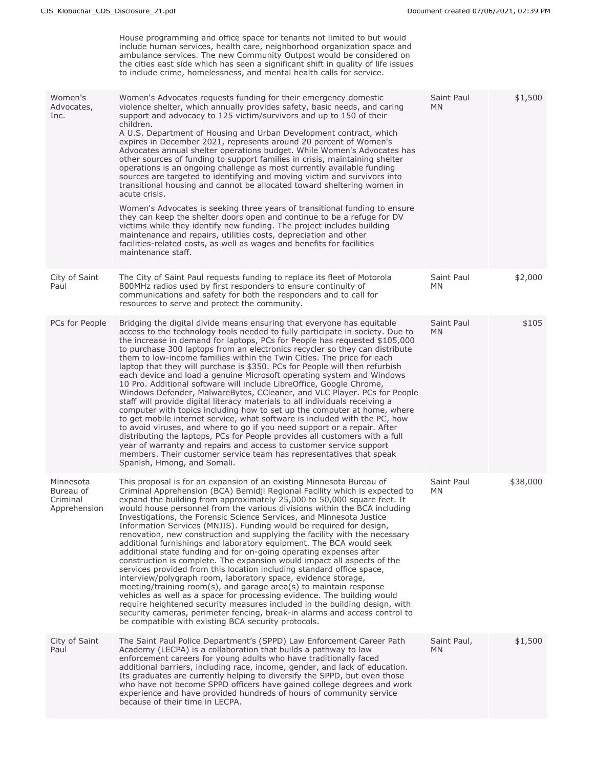| | | | |
|---|---|---|---|
| | House programming and office space for tenants not limited to but would include human services, health care, neighborhood organization space and ambulance services. The new Community Outpost would be considered on the cities east side which has seen a significant shift in quality of life issues to include crime, homelessness, and mental health calls for service. | | |
| Women's Advocates, Inc. | Women's Advocates requests funding for their emergency domestic violence shelter, which annually provides safety, basic needs, and caring support and advocacy to 125 victim/survivors and up to 150 of their children.<br>A U.S. Department of Housing and Urban Development contract, which expires in December 2021, represents around 20 percent of Women's Advocates annual shelter operations budget. While Women's Advocates has other sources of funding to support families in crisis, maintaining shelter operations is an ongoing challenge as most currently available funding sources are targeted to identifying and moving victim and survivors into transitional housing and cannot be allocated toward sheltering women in acute crisis.<br>Women's Advocates is seeking three years of transitional funding to ensure they can keep the shelter doors open and continue to be a refuge for DV victims while they identify new funding. The project includes building maintenance and repairs, utilities costs, depreciation and other facilities-related costs, as well as wages and benefits for facilities maintenance staff. | Saint Paul MN | $1,500 |
| City of Saint Paul | The City of Saint Paul requests funding to replace its fleet of Motorola 800MHz radios used by first responders to ensure continuity of communications and safety for both the responders and to call for resources to serve and protect the community. | Saint Paul MN | $2,000 |
| PCs for People | Bridging the digital divide means ensuring that everyone has equitable access to the technology tools needed to fully participate in society. Due to the increase in demand for laptops, PCs for People has requested $105,000 to purchase 300 laptops from an electronics recycler so they can distribute them to low-income families within the Twin Cities. The price for each laptop that they will purchase is $350. PCs for People will then refurbish each device and load a genuine Microsoft operating system and Windows 10 Pro. Additional software will include LibreOffice, Google Chrome, Windows Defender, MalwareBytes, CCleaner, and VLC Player. PCs for People staff will provide digital literacy materials to all individuals receiving a computer with topics including how to set up the computer at home, where to get mobile internet service, what software is included with the PC, how to avoid viruses, and where to go if you need support or a repair. After distributing the laptops, PCs for People provides all customers with a full year of warranty and repairs and access to customer service support members. Their customer service team has representatives that speak Spanish, Hmong, and Somali. | Saint Paul MN | $105 |
| Minnesota Bureau of Criminal Apprehension | This proposal is for an expansion of an existing Minnesota Bureau of Criminal Apprehension (BCA) Bemidji Regional Facility which is expected to expand the building from approximately 25,000 to 50,000 square feet. It would house personnel from the various divisions within the BCA including Investigations, the Forensic Science Services, and Minnesota Justice Information Services (MNJIS). Funding would be required for design, renovation, new construction and supplying the facility with the necessary additional furnishings and laboratory equipment. The BCA would seek additional state funding and for on-going operating expenses after construction is complete. The expansion would impact all aspects of the services provided from this location including standard office space, interview/polygraph room, laboratory space, evidence storage, meeting/training room(s), and garage area(s) to maintain response vehicles as well as a space for processing evidence. The building would require heightened security measures included in the building design, with security cameras, perimeter fencing, break-in alarms and access control to be compatible with existing BCA security protocols. | Saint Paul MN | $38,000 |
| City of Saint Paul | The Saint Paul Police Department's (SPPD) Law Enforcement Career Path Academy (LECPA) is a collaboration that builds a pathway to law enforcement careers for young adults who have traditionally faced additional barriers, including race, income, gender, and lack of education. Its graduates are currently helping to diversify the SPPD, but even those who have not become SPPD officers have gained college degrees and work experience and have provided hundreds of hours of community service because of their time in LECPA. | Saint Paul, MN | $1,500 |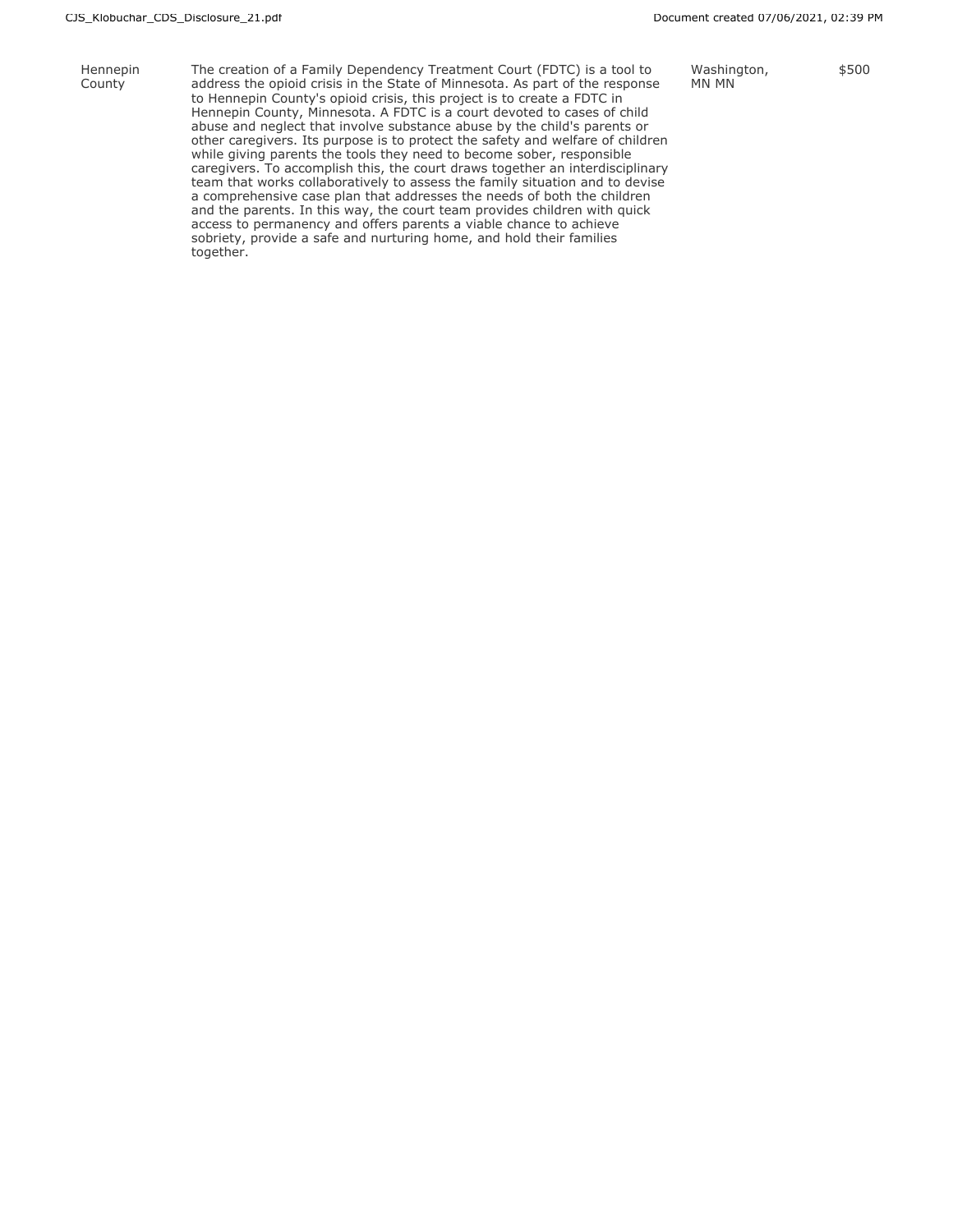| | | | |
|---|---|---|---|
| Hennepin County | The creation of a Family Dependency Treatment Court (FDTC) is a tool to address the opioid crisis in the State of Minnesota. As part of the response to Hennepin County's opioid crisis, this project is to create a FDTC in Hennepin County, Minnesota. A FDTC is a court devoted to cases of child abuse and neglect that involve substance abuse by the child's parents or other caregivers. Its purpose is to protect the safety and welfare of children while giving parents the tools they need to become sober, responsible caregivers. To accomplish this, the court draws together an interdisciplinary team that works collaboratively to assess the family situation and to devise a comprehensive case plan that addresses the needs of both the children and the parents. In this way, the court team provides children with quick access to permanency and offers parents a viable chance to achieve sobriety, provide a safe and nurturing home, and hold their families together. | Washington, MN MN | $500 |